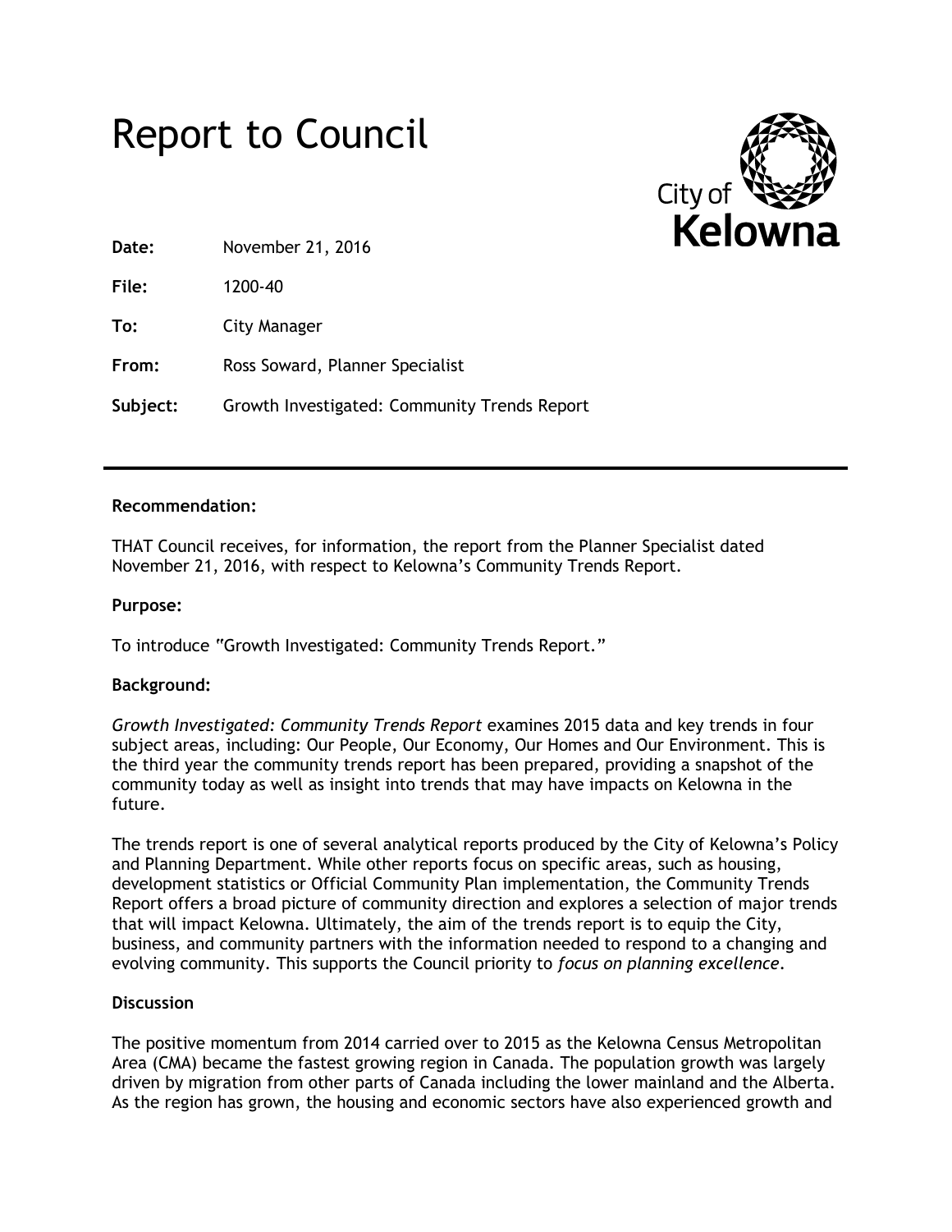# Report to Council

City of Kelowna

**Date:** November 21, 2016

**File:** 1200-40

**To:** City Manager

**From:** Ross Soward, Planner Specialist

**Subject:** Growth Investigated: Community Trends Report

---

**Recommendation:**

THAT Council receives, for information, the report from the Planner Specialist dated November 21, 2016, with respect to Kelowna's Community Trends Report.

**Purpose:**

To introduce "Growth Investigated: Community Trends Report."

**Background:**

*Growth Investigated: Community Trends Report* examines 2015 data and key trends in four subject areas, including: Our People, Our Economy, Our Homes and Our Environment. This is the third year the community trends report has been prepared, providing a snapshot of the community today as well as insight into trends that may have impacts on Kelowna in the future.

The trends report is one of several analytical reports produced by the City of Kelowna's Policy and Planning Department. While other reports focus on specific areas, such as housing, development statistics or Official Community Plan implementation, the Community Trends Report offers a broad picture of community direction and explores a selection of major trends that will impact Kelowna. Ultimately, the aim of the trends report is to equip the City, business, and community partners with the information needed to respond to a changing and evolving community. This supports the Council priority to *focus on planning excellence*.

**Discussion**

The positive momentum from 2014 carried over to 2015 as the Kelowna Census Metropolitan Area (CMA) became the fastest growing region in Canada. The population growth was largely driven by migration from other parts of Canada including the lower mainland and the Alberta. As the region has grown, the housing and economic sectors have also experienced growth and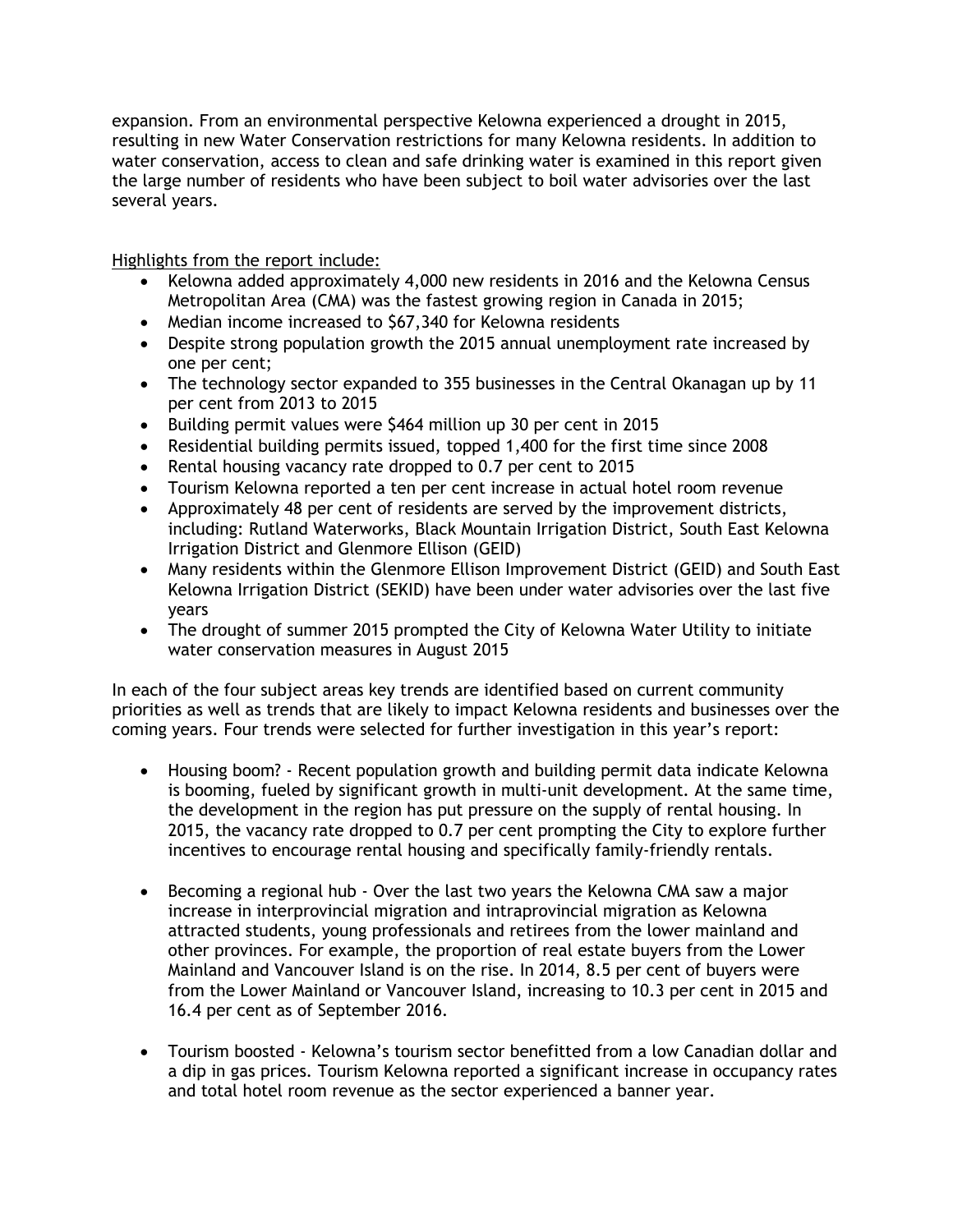expansion. From an environmental perspective Kelowna experienced a drought in 2015, resulting in new Water Conservation restrictions for many Kelowna residents. In addition to water conservation, access to clean and safe drinking water is examined in this report given the large number of residents who have been subject to boil water advisories over the last several years.

Highlights from the report include:

- Kelowna added approximately 4,000 new residents in 2016 and the Kelowna Census Metropolitan Area (CMA) was the fastest growing region in Canada in 2015;
- Median income increased to $67,340 for Kelowna residents
- Despite strong population growth the 2015 annual unemployment rate increased by one per cent;
- The technology sector expanded to 355 businesses in the Central Okanagan up by 11 per cent from 2013 to 2015
- Building permit values were $464 million up 30 per cent in 2015
- Residential building permits issued, topped 1,400 for the first time since 2008
- Rental housing vacancy rate dropped to 0.7 per cent to 2015
- Tourism Kelowna reported a ten per cent increase in actual hotel room revenue
- Approximately 48 per cent of residents are served by the improvement districts, including: Rutland Waterworks, Black Mountain Irrigation District, South East Kelowna Irrigation District and Glenmore Ellison (GEID)
- Many residents within the Glenmore Ellison Improvement District (GEID) and South East Kelowna Irrigation District (SEKID) have been under water advisories over the last five years
- The drought of summer 2015 prompted the City of Kelowna Water Utility to initiate water conservation measures in August 2015

In each of the four subject areas key trends are identified based on current community priorities as well as trends that are likely to impact Kelowna residents and businesses over the coming years. Four trends were selected for further investigation in this year's report:

- Housing boom? - Recent population growth and building permit data indicate Kelowna is booming, fueled by significant growth in multi-unit development. At the same time, the development in the region has put pressure on the supply of rental housing. In 2015, the vacancy rate dropped to 0.7 per cent prompting the City to explore further incentives to encourage rental housing and specifically family-friendly rentals.

- Becoming a regional hub - Over the last two years the Kelowna CMA saw a major increase in interprovincial migration and intraprovincial migration as Kelowna attracted students, young professionals and retirees from the lower mainland and other provinces. For example, the proportion of real estate buyers from the Lower Mainland and Vancouver Island is on the rise. In 2014, 8.5 per cent of buyers were from the Lower Mainland or Vancouver Island, increasing to 10.3 per cent in 2015 and 16.4 per cent as of September 2016.

- Tourism boosted - Kelowna's tourism sector benefitted from a low Canadian dollar and a dip in gas prices. Tourism Kelowna reported a significant increase in occupancy rates and total hotel room revenue as the sector experienced a banner year.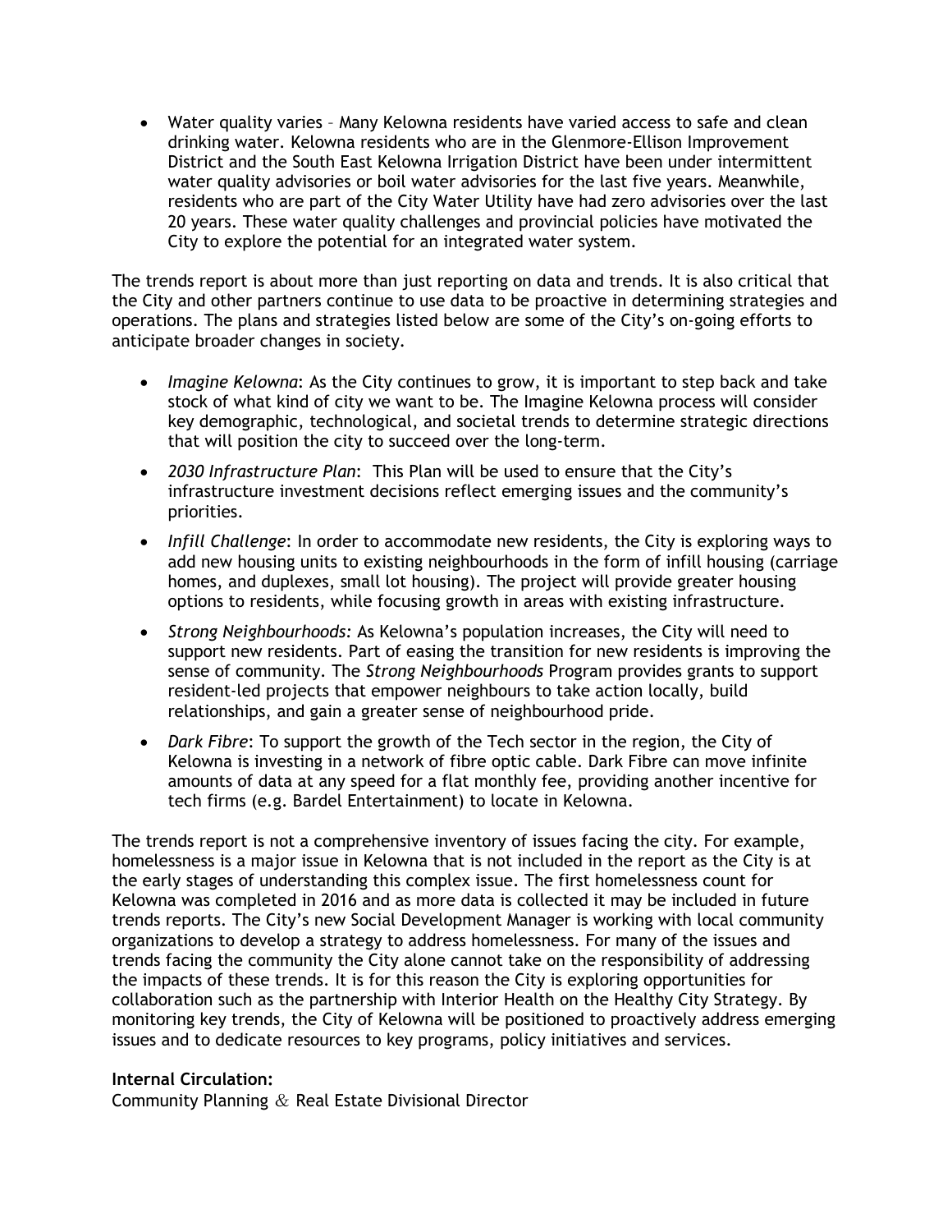- Water quality varies – Many Kelowna residents have varied access to safe and clean drinking water. Kelowna residents who are in the Glenmore-Ellison Improvement District and the South East Kelowna Irrigation District have been under intermittent water quality advisories or boil water advisories for the last five years. Meanwhile, residents who are part of the City Water Utility have had zero advisories over the last 20 years. These water quality challenges and provincial policies have motivated the City to explore the potential for an integrated water system.

The trends report is about more than just reporting on data and trends. It is also critical that the City and other partners continue to use data to be proactive in determining strategies and operations. The plans and strategies listed below are some of the City's on-going efforts to anticipate broader changes in society.

- *Imagine Kelowna*: As the City continues to grow, it is important to step back and take stock of what kind of city we want to be. The Imagine Kelowna process will consider key demographic, technological, and societal trends to determine strategic directions that will position the city to succeed over the long-term.
- *2030 Infrastructure Plan*: This Plan will be used to ensure that the City's infrastructure investment decisions reflect emerging issues and the community's priorities.
- *Infill Challenge*: In order to accommodate new residents, the City is exploring ways to add new housing units to existing neighbourhoods in the form of infill housing (carriage homes, and duplexes, small lot housing). The project will provide greater housing options to residents, while focusing growth in areas with existing infrastructure.
- *Strong Neighbourhoods:* As Kelowna's population increases, the City will need to support new residents. Part of easing the transition for new residents is improving the sense of community. The *Strong Neighbourhoods* Program provides grants to support resident-led projects that empower neighbours to take action locally, build relationships, and gain a greater sense of neighbourhood pride.
- *Dark Fibre*: To support the growth of the Tech sector in the region, the City of Kelowna is investing in a network of fibre optic cable. Dark Fibre can move infinite amounts of data at any speed for a flat monthly fee, providing another incentive for tech firms (e.g. Bardel Entertainment) to locate in Kelowna.

The trends report is not a comprehensive inventory of issues facing the city. For example, homelessness is a major issue in Kelowna that is not included in the report as the City is at the early stages of understanding this complex issue. The first homelessness count for Kelowna was completed in 2016 and as more data is collected it may be included in future trends reports. The City's new Social Development Manager is working with local community organizations to develop a strategy to address homelessness. For many of the issues and trends facing the community the City alone cannot take on the responsibility of addressing the impacts of these trends. It is for this reason the City is exploring opportunities for collaboration such as the partnership with Interior Health on the Healthy City Strategy. By monitoring key trends, the City of Kelowna will be positioned to proactively address emerging issues and to dedicate resources to key programs, policy initiatives and services.

**Internal Circulation:**
Community Planning & Real Estate Divisional Director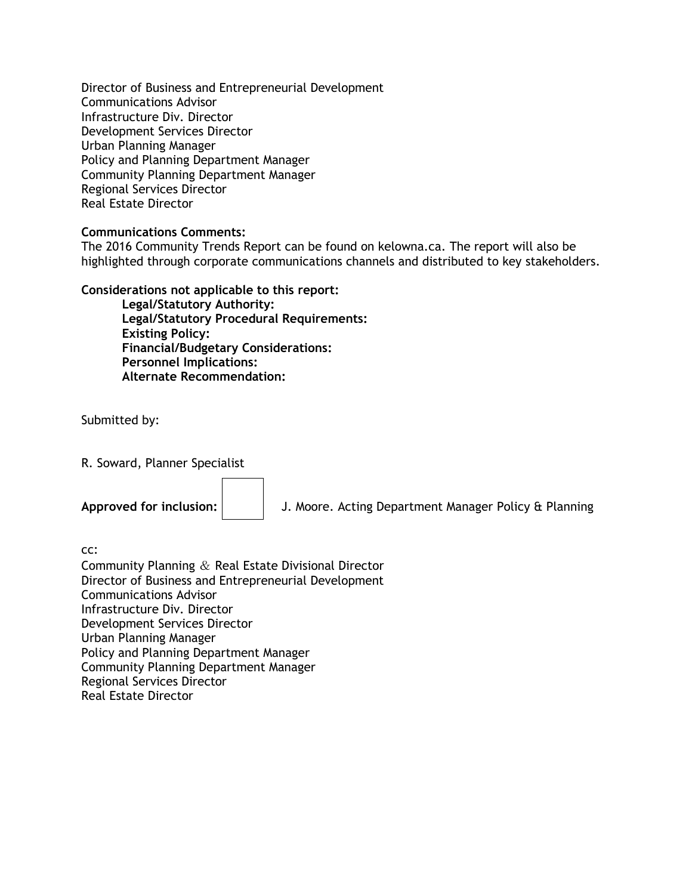Director of Business and Entrepreneurial Development
Communications Advisor
Infrastructure Div. Director
Development Services Director
Urban Planning Manager
Policy and Planning Department Manager
Community Planning Department Manager
Regional Services Director
Real Estate Director

**Communications Comments:**
The 2016 Community Trends Report can be found on kelowna.ca. The report will also be highlighted through corporate communications channels and distributed to key stakeholders.

**Considerations not applicable to this report:**

- **Legal/Statutory Authority:**
- **Legal/Statutory Procedural Requirements:**
- **Existing Policy:**
- **Financial/Budgetary Considerations:**
- **Personnel Implications:**
- **Alternate Recommendation:**

Submitted by:

R. Soward, Planner Specialist

**Approved for inclusion:** J. Moore. Acting Department Manager Policy & Planning

cc:
Community Planning & Real Estate Divisional Director
Director of Business and Entrepreneurial Development
Communications Advisor
Infrastructure Div. Director
Development Services Director
Urban Planning Manager
Policy and Planning Department Manager
Community Planning Department Manager
Regional Services Director
Real Estate Director